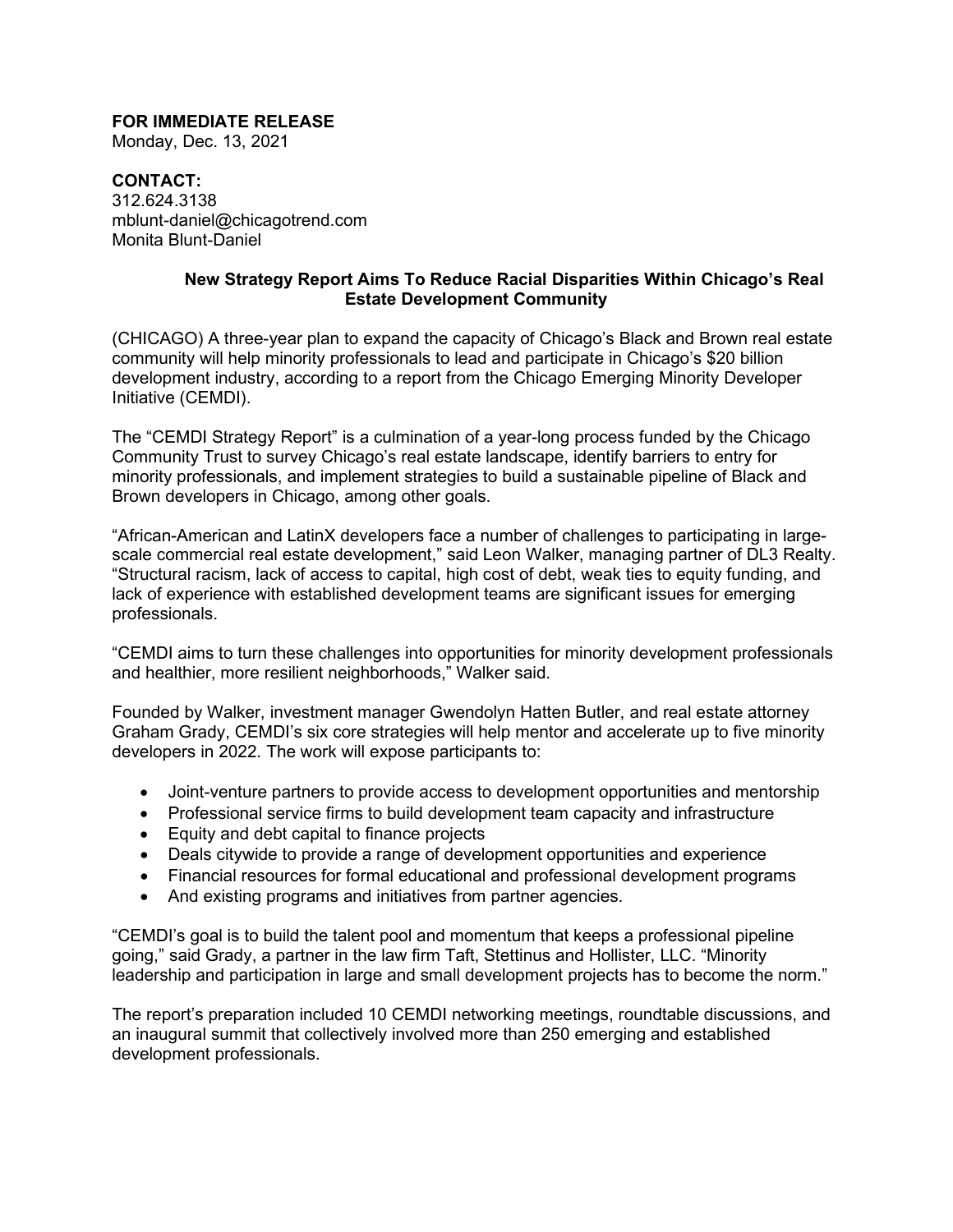**FOR IMMEDIATE RELEASE**
Monday, Dec. 13, 2021

**CONTACT:**
312.624.3138
mblunt-daniel@chicagotrend.com
Monita Blunt-Daniel

## New Strategy Report Aims To Reduce Racial Disparities Within Chicago's Real Estate Development Community

(CHICAGO) A three-year plan to expand the capacity of Chicago's Black and Brown real estate community will help minority professionals to lead and participate in Chicago's $20 billion development industry, according to a report from the Chicago Emerging Minority Developer Initiative (CEMDI).

The "CEMDI Strategy Report" is a culmination of a year-long process funded by the Chicago Community Trust to survey Chicago's real estate landscape, identify barriers to entry for minority professionals, and implement strategies to build a sustainable pipeline of Black and Brown developers in Chicago, among other goals.

"African-American and LatinX developers face a number of challenges to participating in large-scale commercial real estate development," said Leon Walker, managing partner of DL3 Realty. "Structural racism, lack of access to capital, high cost of debt, weak ties to equity funding, and lack of experience with established development teams are significant issues for emerging professionals.

"CEMDI aims to turn these challenges into opportunities for minority development professionals and healthier, more resilient neighborhoods," Walker said.

Founded by Walker, investment manager Gwendolyn Hatten Butler, and real estate attorney Graham Grady, CEMDI's six core strategies will help mentor and accelerate up to five minority developers in 2022. The work will expose participants to:

- Joint-venture partners to provide access to development opportunities and mentorship
- Professional service firms to build development team capacity and infrastructure
- Equity and debt capital to finance projects
- Deals citywide to provide a range of development opportunities and experience
- Financial resources for formal educational and professional development programs
- And existing programs and initiatives from partner agencies.

"CEMDI's goal is to build the talent pool and momentum that keeps a professional pipeline going," said Grady, a partner in the law firm Taft, Stettinus and Hollister, LLC. "Minority leadership and participation in large and small development projects has to become the norm."

The report's preparation included 10 CEMDI networking meetings, roundtable discussions, and an inaugural summit that collectively involved more than 250 emerging and established development professionals.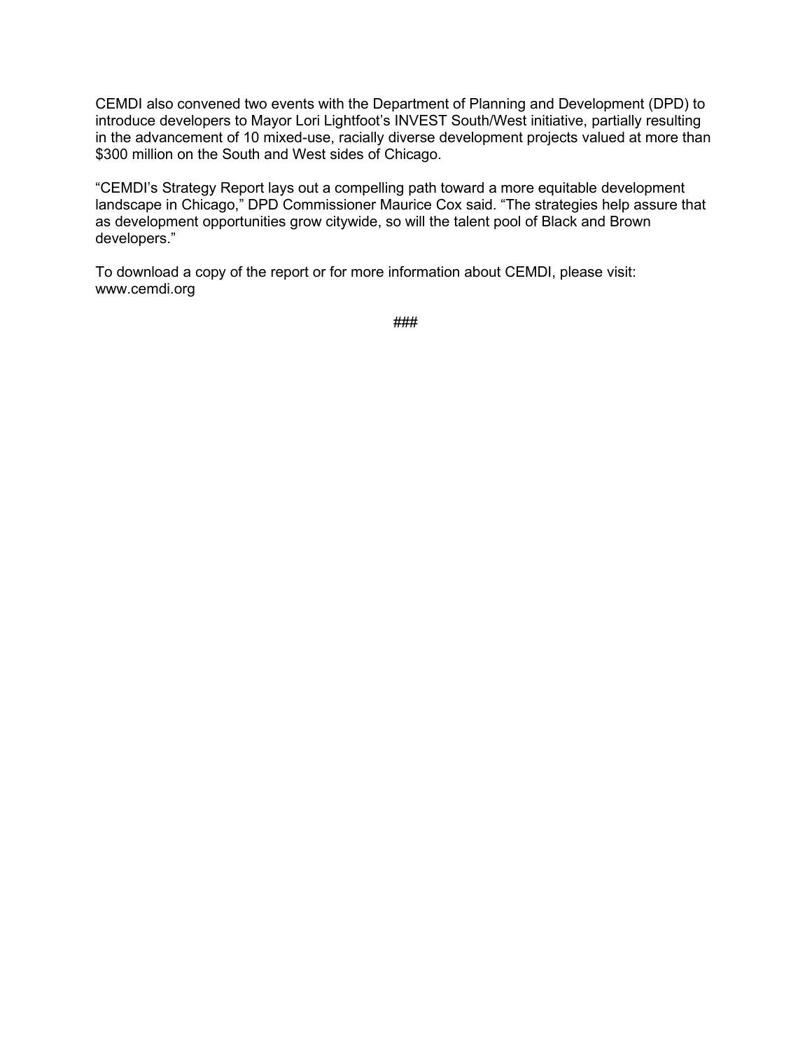CEMDI also convened two events with the Department of Planning and Development (DPD) to introduce developers to Mayor Lori Lightfoot's INVEST South/West initiative, partially resulting in the advancement of 10 mixed-use, racially diverse development projects valued at more than $300 million on the South and West sides of Chicago.

"CEMDI's Strategy Report lays out a compelling path toward a more equitable development landscape in Chicago," DPD Commissioner Maurice Cox said. "The strategies help assure that as development opportunities grow citywide, so will the talent pool of Black and Brown developers."

To download a copy of the report or for more information about CEMDI, please visit: www.cemdi.org

###